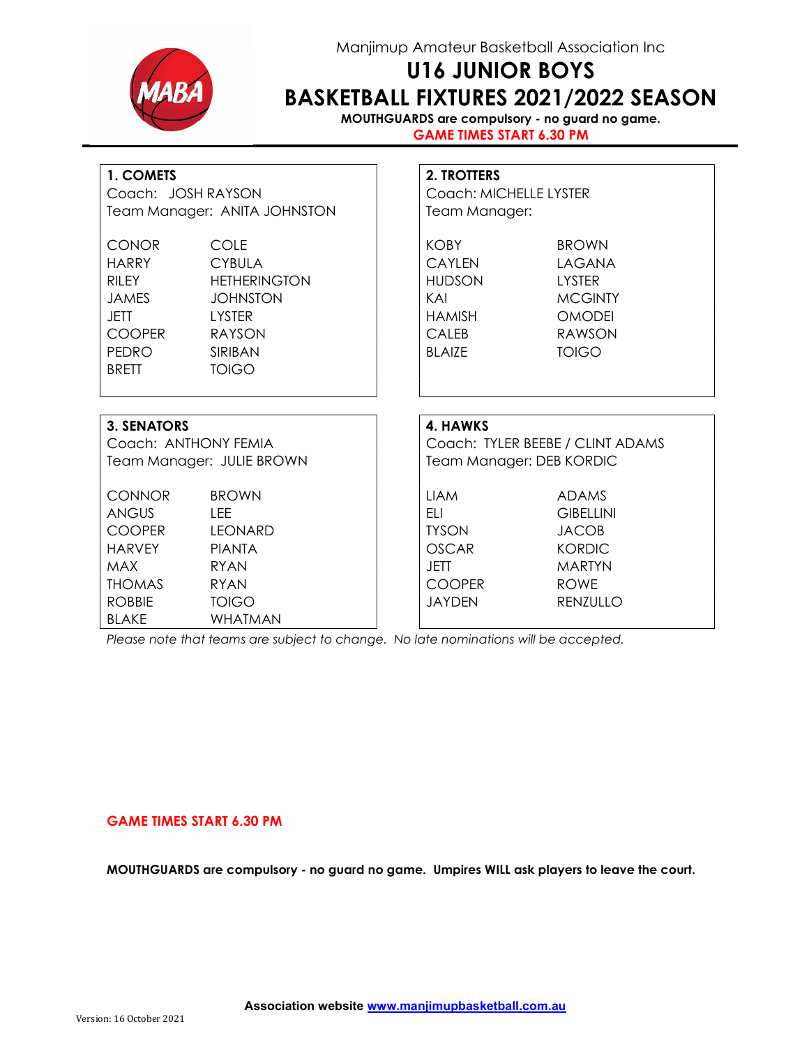Manjimup Amateur Basketball Association Inc

# U16 JUNIOR BOYS

# BASKETBALL FIXTURES 2021/2022 SEASON

**MOUTHGUARDS are compulsory - no guard no game.**

**GAME TIMES START 6.30 PM**

### 1. COMETS

Coach: JOSH RAYSON

Team Manager: ANITA JOHNSTON

| | |
|---|---|
| CONOR | COLE |
| HARRY | CYBULA |
| RILEY | HETHERINGTON |
| JAMES | JOHNSTON |
| JETT | LYSTER |
| COOPER | RAYSON |
| PEDRO | SIRIBAN |
| BRETT | TOIGO |

### 2. TROTTERS

Coach: MICHELLE LYSTER

Team Manager:

| | |
|---|---|
| KOBY | BROWN |
| CAYLEN | LAGANA |
| HUDSON | LYSTER |
| KAI | MCGINTY |
| HAMISH | OMODEI |
| CALEB | RAWSON |
| BLAIZE | TOIGO |

### 3. SENATORS

Coach: ANTHONY FEMIA

Team Manager: JULIE BROWN

| | |
|---|---|
| CONNOR | BROWN |
| ANGUS | LEE |
| COOPER | LEONARD |
| HARVEY | PIANTA |
| MAX | RYAN |
| THOMAS | RYAN |
| ROBBIE | TOIGO |
| BLAKE | WHATMAN |

### 4. HAWKS

Coach: TYLER BEEBE / CLINT ADAMS

Team Manager: DEB KORDIC

| | |
|---|---|
| LIAM | ADAMS |
| ELI | GIBELLINI |
| TYSON | JACOB |
| OSCAR | KORDIC |
| JETT | MARTYN |
| COOPER | ROWE |
| JAYDEN | RENZULLO |

*Please note that teams are subject to change. No late nominations will be accepted.*

**GAME TIMES START 6.30 PM**

**MOUTHGUARDS are compulsory - no guard no game. Umpires WILL ask players to leave the court.**

**Association website [www.manjimupbasketball.com.au](http://www.manjimupbasketball.com.au)**

Version: 16 October 2021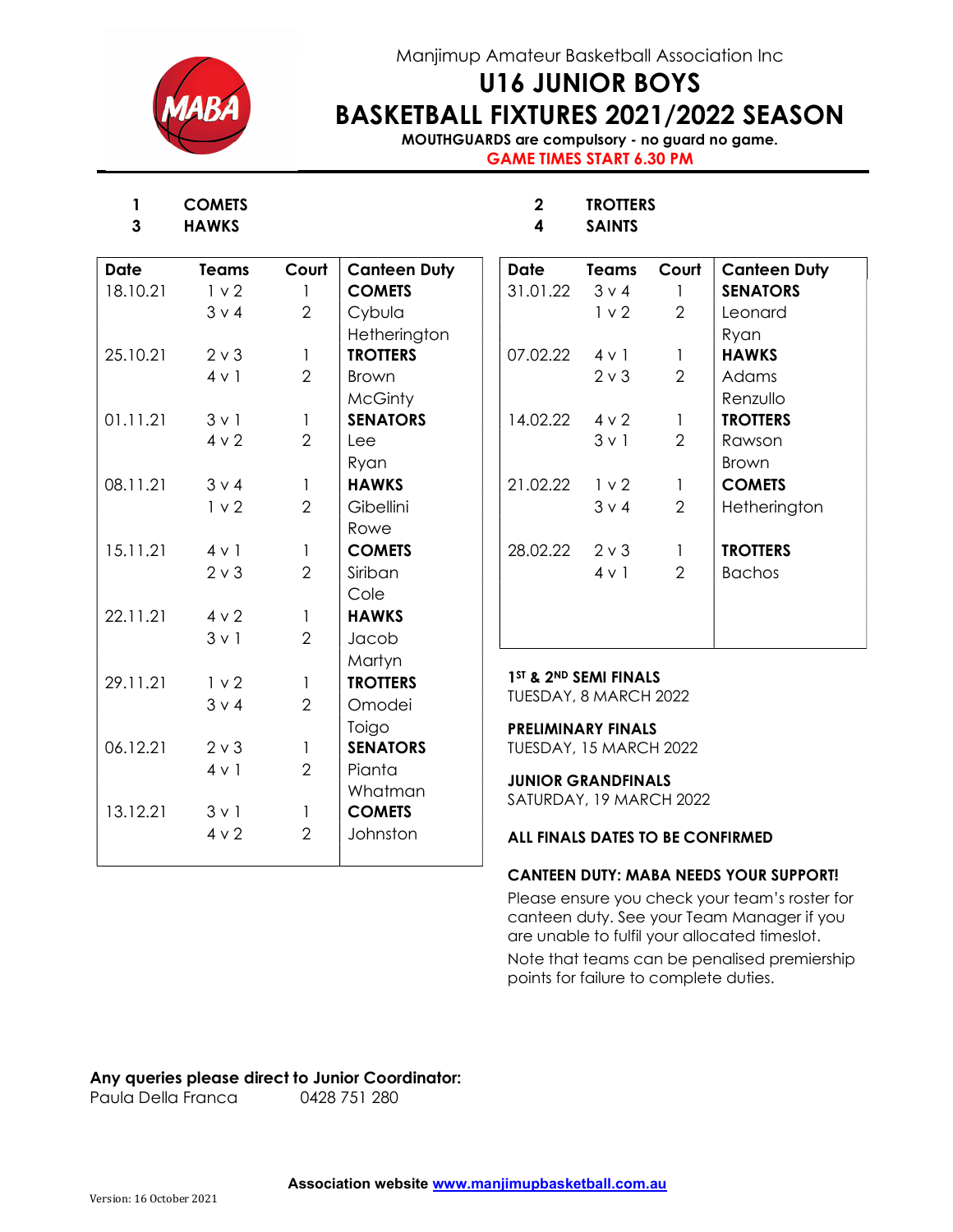Manjimup Amateur Basketball Association Inc

# U16 JUNIOR BOYS
# BASKETBALL FIXTURES 2021/2022 SEASON

**MOUTHGUARDS are compulsory - no guard no game.**

**GAME TIMES START 6.30 PM**

| | |
|---|---|
| **1** | **COMETS** |
| **3** | **HAWKS** |
| **2** | **TROTTERS** |
| **4** | **SAINTS** |

| Date | Teams | Court | Canteen Duty |
|---|---|---|---|
| 18.10.21 | 1 v 2 | 1 | **COMETS** |
| | 3 v 4 | 2 | Cybula |
| | | | Hetherington |
| 25.10.21 | 2 v 3 | 1 | **TROTTERS** |
| | 4 v 1 | 2 | Brown |
| | | | McGinty |
| 01.11.21 | 3 v 1 | 1 | **SENATORS** |
| | 4 v 2 | 2 | Lee |
| | | | Ryan |
| 08.11.21 | 3 v 4 | 1 | **HAWKS** |
| | 1 v 2 | 2 | Gibellini |
| | | | Rowe |
| 15.11.21 | 4 v 1 | 1 | **COMETS** |
| | 2 v 3 | 2 | Siriban |
| | | | Cole |
| 22.11.21 | 4 v 2 | 1 | **HAWKS** |
| | 3 v 1 | 2 | Jacob |
| | | | Martyn |
| 29.11.21 | 1 v 2 | 1 | **TROTTERS** |
| | 3 v 4 | 2 | Omodei |
| | | | Toigo |
| 06.12.21 | 2 v 3 | 1 | **SENATORS** |
| | 4 v 1 | 2 | Pianta |
| | | | Whatman |
| 13.12.21 | 3 v 1 | 1 | **COMETS** |
| | 4 v 2 | 2 | Johnston |

| Date | Teams | Court | Canteen Duty |
|---|---|---|---|
| 31.01.22 | 3 v 4 | 1 | **SENATORS** |
| | 1 v 2 | 2 | Leonard |
| | | | Ryan |
| 07.02.22 | 4 v 1 | 1 | **HAWKS** |
| | 2 v 3 | 2 | Adams |
| | | | Renzullo |
| 14.02.22 | 4 v 2 | 1 | **TROTTERS** |
| | 3 v 1 | 2 | Rawson |
| | | | Brown |
| 21.02.22 | 1 v 2 | 1 | **COMETS** |
| | 3 v 4 | 2 | Hetherington |
| 28.02.22 | 2 v 3 | 1 | **TROTTERS** |
| | 4 v 1 | 2 | Bachos |

**1ST & 2ND SEMI FINALS**
TUESDAY, 8 MARCH 2022

**PRELIMINARY FINALS**
TUESDAY, 15 MARCH 2022

**JUNIOR GRANDFINALS**
SATURDAY, 19 MARCH 2022

**ALL FINALS DATES TO BE CONFIRMED**

**CANTEEN DUTY: MABA NEEDS YOUR SUPPORT!**

Please ensure you check your team's roster for canteen duty. See your Team Manager if you are unable to fulfil your allocated timeslot.

Note that teams can be penalised premiership points for failure to complete duties.

**Any queries please direct to Junior Coordinator:**
Paula Della Franca 0428 751 280

**Association website www.manjimupbasketball.com.au**

Version: 16 October 2021